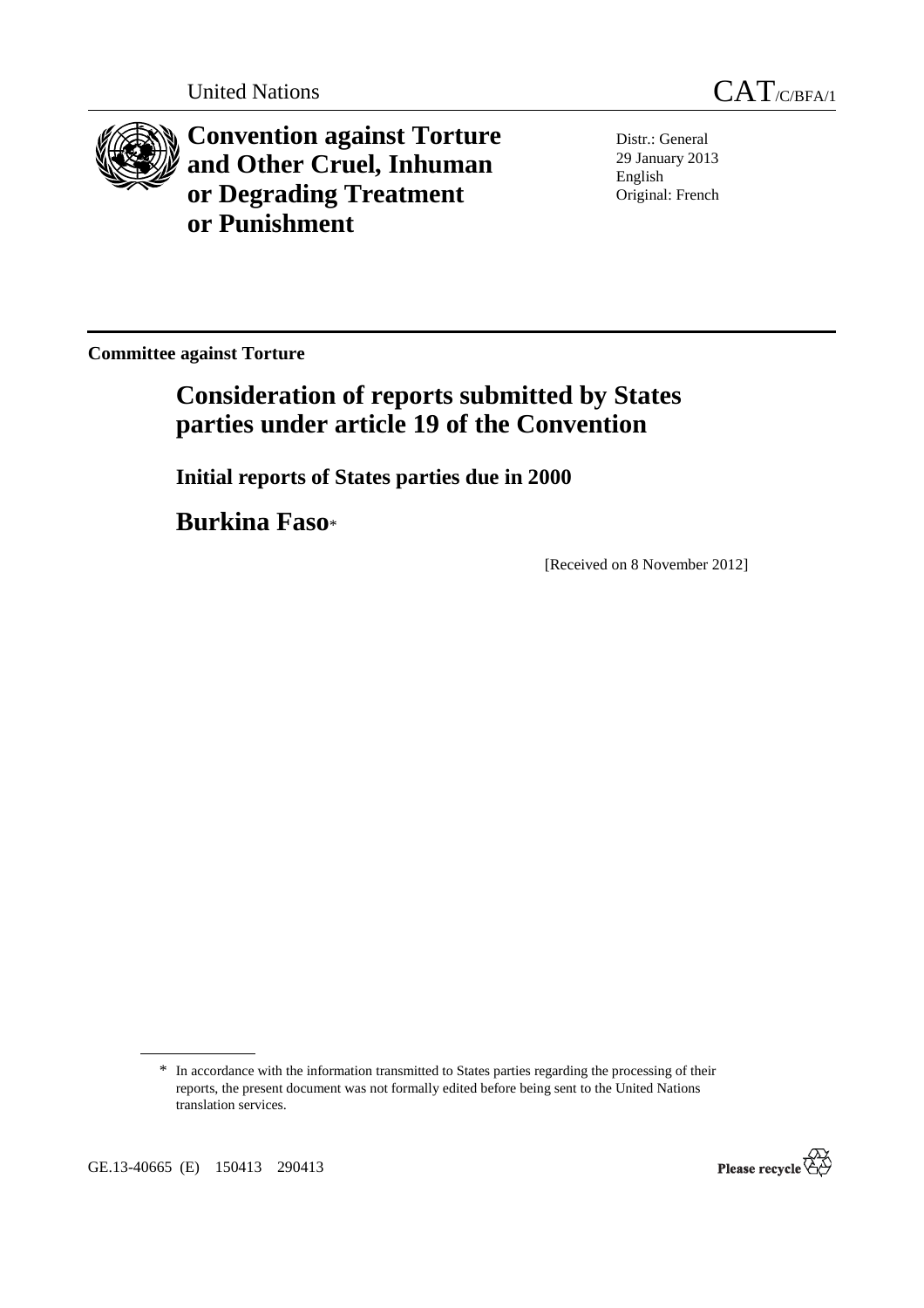United Nations CAT/C/BFA/1

# Convention against Torture and Other Cruel, Inhuman or Degrading Treatment or Punishment

Distr.: General
29 January 2013
English
Original: French

**Committee against Torture**

## Consideration of reports submitted by States parties under article 19 of the Convention

### Initial reports of States parties due in 2000

## Burkina Faso*

[Received on 8 November 2012]

* In accordance with the information transmitted to States parties regarding the processing of their reports, the present document was not formally edited before being sent to the United Nations translation services.

GE.13-40665 (E) 150413 290413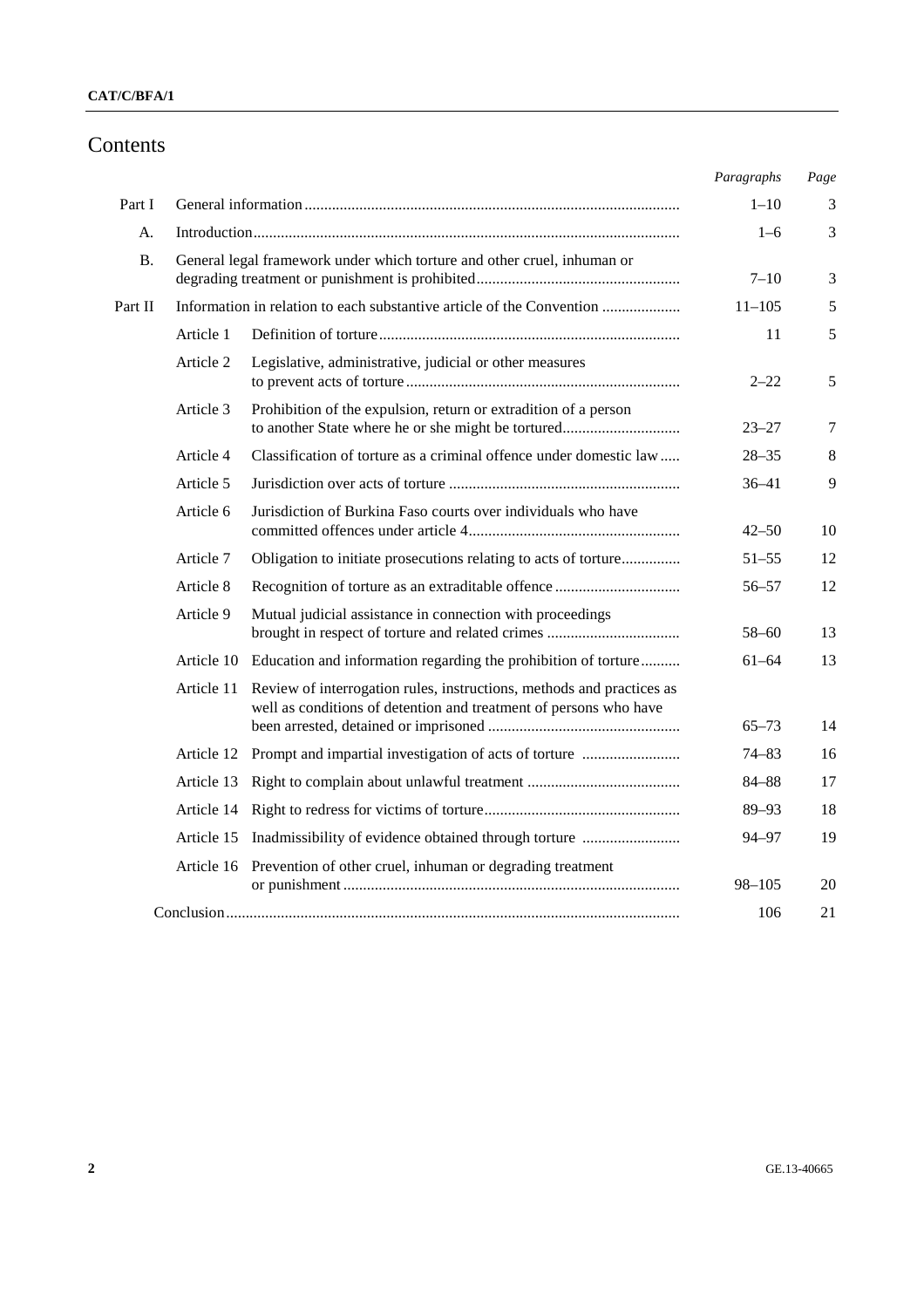# Contents

| | | | Paragraphs | Page |
|---|---|---|---|---|
| Part I | General information | | 1–10 | 3 |
| A. | Introduction | | 1–6 | 3 |
| B. | General legal framework under which torture and other cruel, inhuman or degrading treatment or punishment is prohibited | | 7–10 | 3 |
| Part II | Information in relation to each substantive article of the Convention | | 11–105 | 5 |
| | Article 1 | Definition of torture | 11 | 5 |
| | Article 2 | Legislative, administrative, judicial or other measures to prevent acts of torture | 2–22 | 5 |
| | Article 3 | Prohibition of the expulsion, return or extradition of a person to another State where he or she might be tortured | 23–27 | 7 |
| | Article 4 | Classification of torture as a criminal offence under domestic law | 28–35 | 8 |
| | Article 5 | Jurisdiction over acts of torture | 36–41 | 9 |
| | Article 6 | Jurisdiction of Burkina Faso courts over individuals who have committed offences under article 4 | 42–50 | 10 |
| | Article 7 | Obligation to initiate prosecutions relating to acts of torture | 51–55 | 12 |
| | Article 8 | Recognition of torture as an extraditable offence | 56–57 | 12 |
| | Article 9 | Mutual judicial assistance in connection with proceedings brought in respect of torture and related crimes | 58–60 | 13 |
| | Article 10 | Education and information regarding the prohibition of torture | 61–64 | 13 |
| | Article 11 | Review of interrogation rules, instructions, methods and practices as well as conditions of detention and treatment of persons who have been arrested, detained or imprisoned | 65–73 | 14 |
| | Article 12 | Prompt and impartial investigation of acts of torture | 74–83 | 16 |
| | Article 13 | Right to complain about unlawful treatment | 84–88 | 17 |
| | Article 14 | Right to redress for victims of torture | 89–93 | 18 |
| | Article 15 | Inadmissibility of evidence obtained through torture | 94–97 | 19 |
| | Article 16 | Prevention of other cruel, inhuman or degrading treatment or punishment | 98–105 | 20 |
| | Conclusion | | 106 | 21 |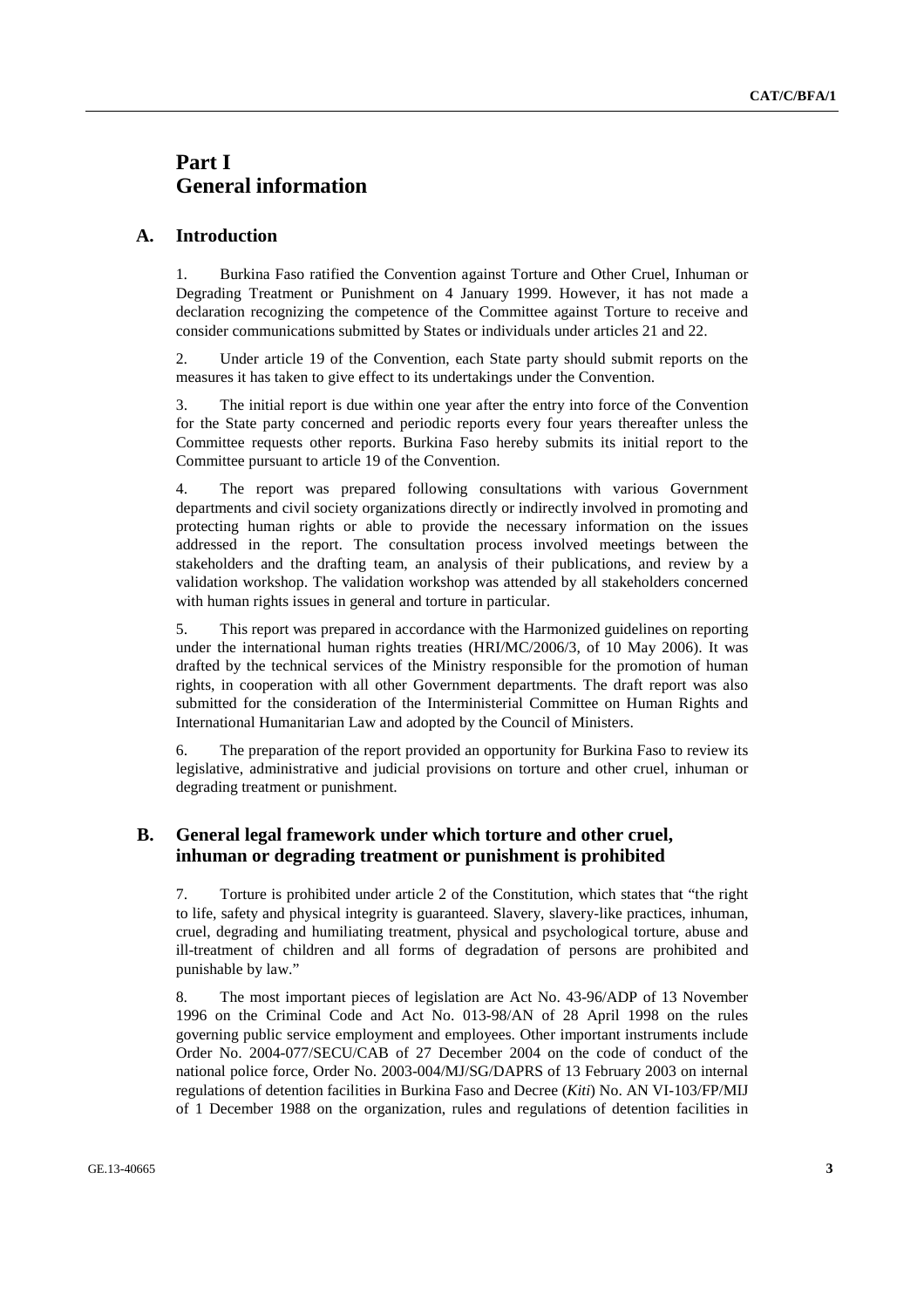# Part I
# General information

## A. Introduction

1. Burkina Faso ratified the Convention against Torture and Other Cruel, Inhuman or Degrading Treatment or Punishment on 4 January 1999. However, it has not made a declaration recognizing the competence of the Committee against Torture to receive and consider communications submitted by States or individuals under articles 21 and 22.

2. Under article 19 of the Convention, each State party should submit reports on the measures it has taken to give effect to its undertakings under the Convention.

3. The initial report is due within one year after the entry into force of the Convention for the State party concerned and periodic reports every four years thereafter unless the Committee requests other reports. Burkina Faso hereby submits its initial report to the Committee pursuant to article 19 of the Convention.

4. The report was prepared following consultations with various Government departments and civil society organizations directly or indirectly involved in promoting and protecting human rights or able to provide the necessary information on the issues addressed in the report. The consultation process involved meetings between the stakeholders and the drafting team, an analysis of their publications, and review by a validation workshop. The validation workshop was attended by all stakeholders concerned with human rights issues in general and torture in particular.

5. This report was prepared in accordance with the Harmonized guidelines on reporting under the international human rights treaties (HRI/MC/2006/3, of 10 May 2006). It was drafted by the technical services of the Ministry responsible for the promotion of human rights, in cooperation with all other Government departments. The draft report was also submitted for the consideration of the Interministerial Committee on Human Rights and International Humanitarian Law and adopted by the Council of Ministers.

6. The preparation of the report provided an opportunity for Burkina Faso to review its legislative, administrative and judicial provisions on torture and other cruel, inhuman or degrading treatment or punishment.

## B. General legal framework under which torture and other cruel, inhuman or degrading treatment or punishment is prohibited

7. Torture is prohibited under article 2 of the Constitution, which states that "the right to life, safety and physical integrity is guaranteed. Slavery, slavery-like practices, inhuman, cruel, degrading and humiliating treatment, physical and psychological torture, abuse and ill-treatment of children and all forms of degradation of persons are prohibited and punishable by law."

8. The most important pieces of legislation are Act No. 43-96/ADP of 13 November 1996 on the Criminal Code and Act No. 013-98/AN of 28 April 1998 on the rules governing public service employment and employees. Other important instruments include Order No. 2004-077/SECU/CAB of 27 December 2004 on the code of conduct of the national police force, Order No. 2003-004/MJ/SG/DAPRS of 13 February 2003 on internal regulations of detention facilities in Burkina Faso and Decree (*Kiti*) No. AN VI-103/FP/MIJ of 1 December 1988 on the organization, rules and regulations of detention facilities in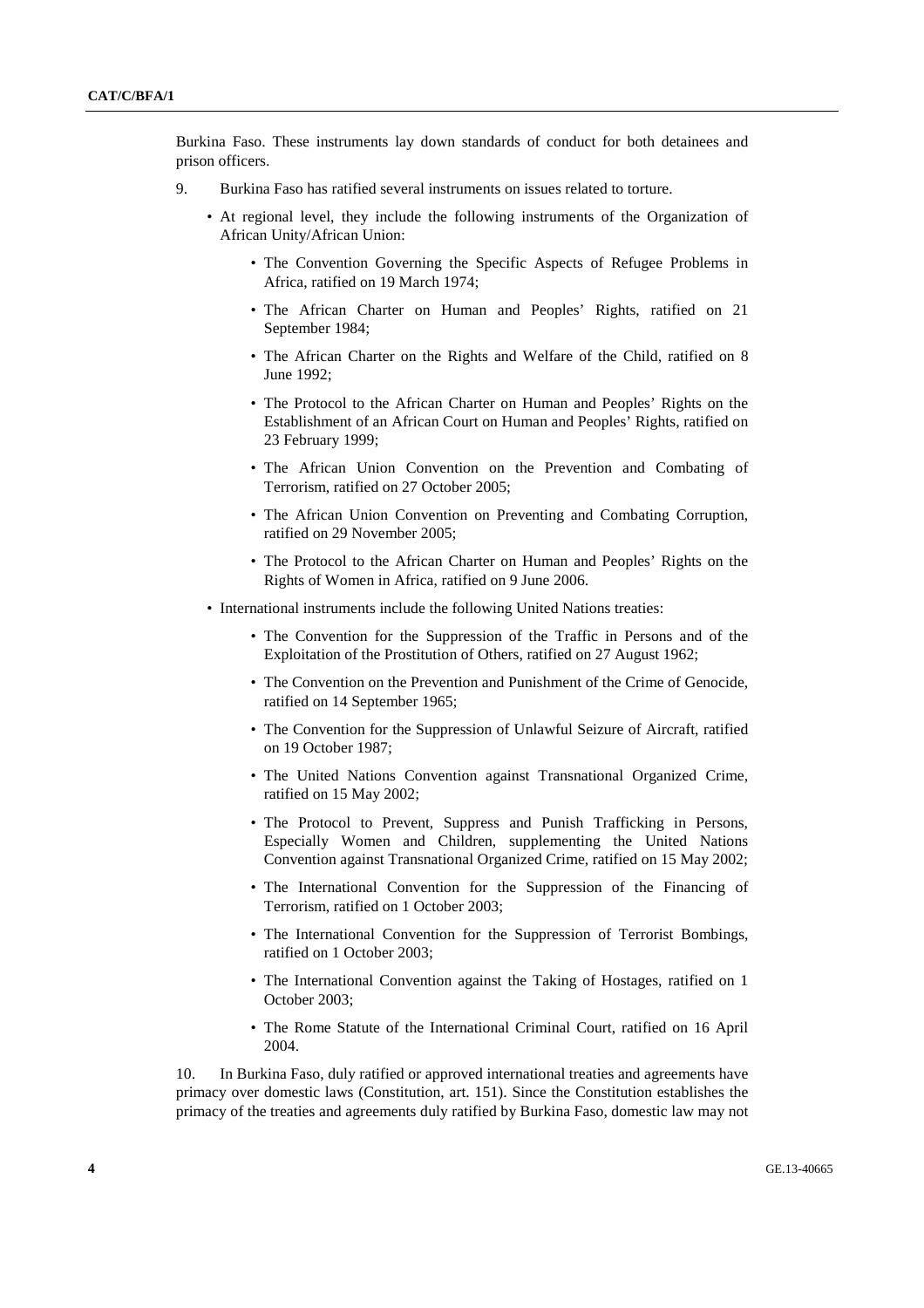Burkina Faso. These instruments lay down standards of conduct for both detainees and prison officers.

9. Burkina Faso has ratified several instruments on issues related to torture.

- At regional level, they include the following instruments of the Organization of African Unity/African Union:
  - The Convention Governing the Specific Aspects of Refugee Problems in Africa, ratified on 19 March 1974;
  - The African Charter on Human and Peoples' Rights, ratified on 21 September 1984;
  - The African Charter on the Rights and Welfare of the Child, ratified on 8 June 1992;
  - The Protocol to the African Charter on Human and Peoples' Rights on the Establishment of an African Court on Human and Peoples' Rights, ratified on 23 February 1999;
  - The African Union Convention on the Prevention and Combating of Terrorism, ratified on 27 October 2005;
  - The African Union Convention on Preventing and Combating Corruption, ratified on 29 November 2005;
  - The Protocol to the African Charter on Human and Peoples' Rights on the Rights of Women in Africa, ratified on 9 June 2006.
- International instruments include the following United Nations treaties:
  - The Convention for the Suppression of the Traffic in Persons and of the Exploitation of the Prostitution of Others, ratified on 27 August 1962;
  - The Convention on the Prevention and Punishment of the Crime of Genocide, ratified on 14 September 1965;
  - The Convention for the Suppression of Unlawful Seizure of Aircraft, ratified on 19 October 1987;
  - The United Nations Convention against Transnational Organized Crime, ratified on 15 May 2002;
  - The Protocol to Prevent, Suppress and Punish Trafficking in Persons, Especially Women and Children, supplementing the United Nations Convention against Transnational Organized Crime, ratified on 15 May 2002;
  - The International Convention for the Suppression of the Financing of Terrorism, ratified on 1 October 2003;
  - The International Convention for the Suppression of Terrorist Bombings, ratified on 1 October 2003;
  - The International Convention against the Taking of Hostages, ratified on 1 October 2003;
  - The Rome Statute of the International Criminal Court, ratified on 16 April 2004.

10. In Burkina Faso, duly ratified or approved international treaties and agreements have primacy over domestic laws (Constitution, art. 151). Since the Constitution establishes the primacy of the treaties and agreements duly ratified by Burkina Faso, domestic law may not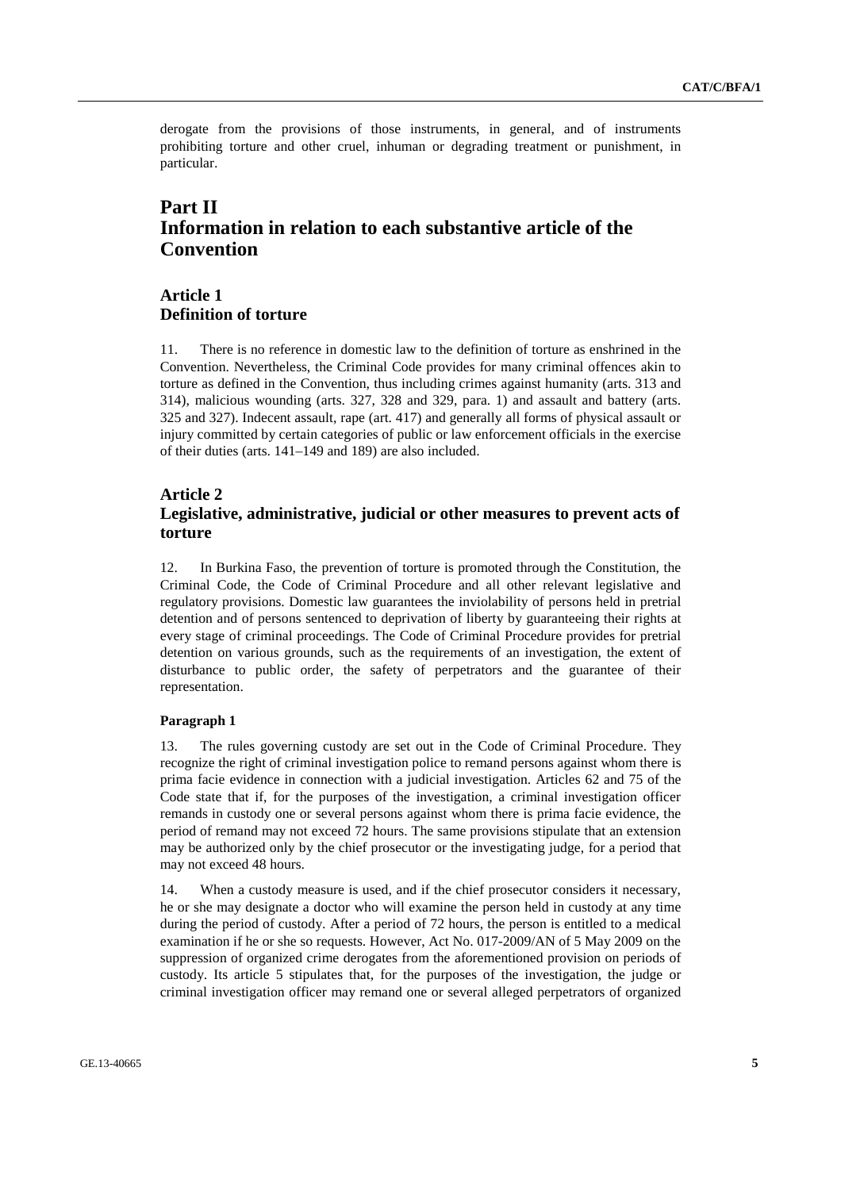derogate from the provisions of those instruments, in general, and of instruments prohibiting torture and other cruel, inhuman or degrading treatment or punishment, in particular.

# Part II
# Information in relation to each substantive article of the Convention

## Article 1
## Definition of torture

11. There is no reference in domestic law to the definition of torture as enshrined in the Convention. Nevertheless, the Criminal Code provides for many criminal offences akin to torture as defined in the Convention, thus including crimes against humanity (arts. 313 and 314), malicious wounding (arts. 327, 328 and 329, para. 1) and assault and battery (arts. 325 and 327). Indecent assault, rape (art. 417) and generally all forms of physical assault or injury committed by certain categories of public or law enforcement officials in the exercise of their duties (arts. 141–149 and 189) are also included.

## Article 2
## Legislative, administrative, judicial or other measures to prevent acts of torture

12. In Burkina Faso, the prevention of torture is promoted through the Constitution, the Criminal Code, the Code of Criminal Procedure and all other relevant legislative and regulatory provisions. Domestic law guarantees the inviolability of persons held in pretrial detention and of persons sentenced to deprivation of liberty by guaranteeing their rights at every stage of criminal proceedings. The Code of Criminal Procedure provides for pretrial detention on various grounds, such as the requirements of an investigation, the extent of disturbance to public order, the safety of perpetrators and the guarantee of their representation.

#### Paragraph 1

13. The rules governing custody are set out in the Code of Criminal Procedure. They recognize the right of criminal investigation police to remand persons against whom there is prima facie evidence in connection with a judicial investigation. Articles 62 and 75 of the Code state that if, for the purposes of the investigation, a criminal investigation officer remands in custody one or several persons against whom there is prima facie evidence, the period of remand may not exceed 72 hours. The same provisions stipulate that an extension may be authorized only by the chief prosecutor or the investigating judge, for a period that may not exceed 48 hours.

14. When a custody measure is used, and if the chief prosecutor considers it necessary, he or she may designate a doctor who will examine the person held in custody at any time during the period of custody. After a period of 72 hours, the person is entitled to a medical examination if he or she so requests. However, Act No. 017-2009/AN of 5 May 2009 on the suppression of organized crime derogates from the aforementioned provision on periods of custody. Its article 5 stipulates that, for the purposes of the investigation, the judge or criminal investigation officer may remand one or several alleged perpetrators of organized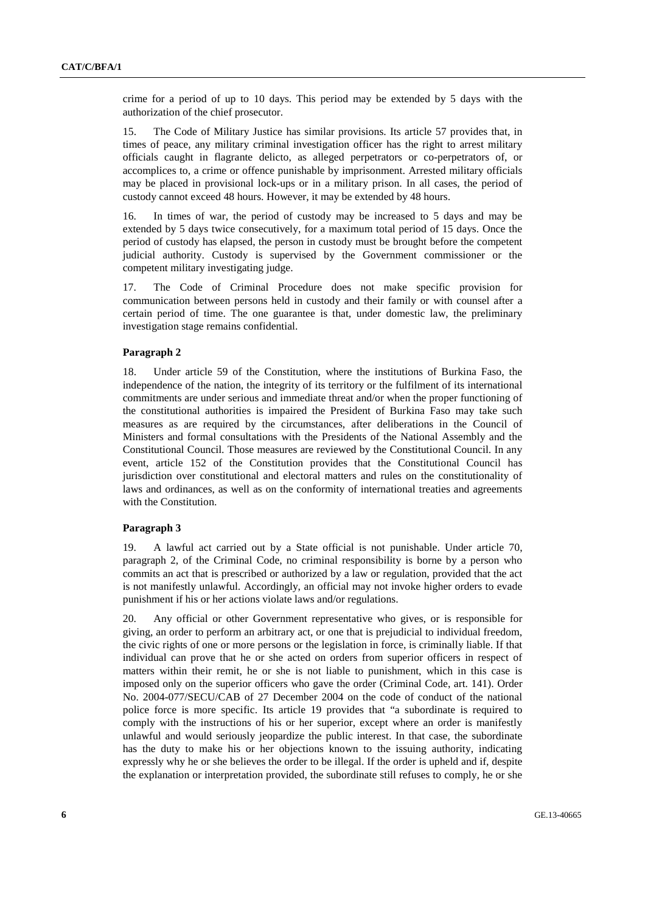crime for a period of up to 10 days. This period may be extended by 5 days with the authorization of the chief prosecutor.

15. The Code of Military Justice has similar provisions. Its article 57 provides that, in times of peace, any military criminal investigation officer has the right to arrest military officials caught in flagrante delicto, as alleged perpetrators or co-perpetrators of, or accomplices to, a crime or offence punishable by imprisonment. Arrested military officials may be placed in provisional lock-ups or in a military prison. In all cases, the period of custody cannot exceed 48 hours. However, it may be extended by 48 hours.

16. In times of war, the period of custody may be increased to 5 days and may be extended by 5 days twice consecutively, for a maximum total period of 15 days. Once the period of custody has elapsed, the person in custody must be brought before the competent judicial authority. Custody is supervised by the Government commissioner or the competent military investigating judge.

17. The Code of Criminal Procedure does not make specific provision for communication between persons held in custody and their family or with counsel after a certain period of time. The one guarantee is that, under domestic law, the preliminary investigation stage remains confidential.

#### Paragraph 2

18. Under article 59 of the Constitution, where the institutions of Burkina Faso, the independence of the nation, the integrity of its territory or the fulfilment of its international commitments are under serious and immediate threat and/or when the proper functioning of the constitutional authorities is impaired the President of Burkina Faso may take such measures as are required by the circumstances, after deliberations in the Council of Ministers and formal consultations with the Presidents of the National Assembly and the Constitutional Council. Those measures are reviewed by the Constitutional Council. In any event, article 152 of the Constitution provides that the Constitutional Council has jurisdiction over constitutional and electoral matters and rules on the constitutionality of laws and ordinances, as well as on the conformity of international treaties and agreements with the Constitution.

#### Paragraph 3

19. A lawful act carried out by a State official is not punishable. Under article 70, paragraph 2, of the Criminal Code, no criminal responsibility is borne by a person who commits an act that is prescribed or authorized by a law or regulation, provided that the act is not manifestly unlawful. Accordingly, an official may not invoke higher orders to evade punishment if his or her actions violate laws and/or regulations.

20. Any official or other Government representative who gives, or is responsible for giving, an order to perform an arbitrary act, or one that is prejudicial to individual freedom, the civic rights of one or more persons or the legislation in force, is criminally liable. If that individual can prove that he or she acted on orders from superior officers in respect of matters within their remit, he or she is not liable to punishment, which in this case is imposed only on the superior officers who gave the order (Criminal Code, art. 141). Order No. 2004-077/SECU/CAB of 27 December 2004 on the code of conduct of the national police force is more specific. Its article 19 provides that "a subordinate is required to comply with the instructions of his or her superior, except where an order is manifestly unlawful and would seriously jeopardize the public interest. In that case, the subordinate has the duty to make his or her objections known to the issuing authority, indicating expressly why he or she believes the order to be illegal. If the order is upheld and if, despite the explanation or interpretation provided, the subordinate still refuses to comply, he or she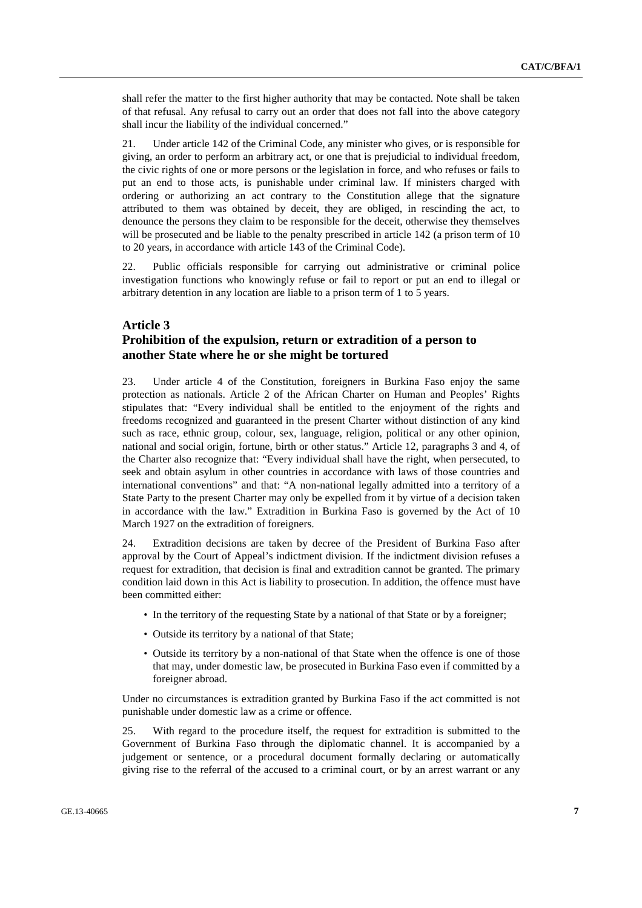shall refer the matter to the first higher authority that may be contacted. Note shall be taken of that refusal. Any refusal to carry out an order that does not fall into the above category shall incur the liability of the individual concerned."

21. Under article 142 of the Criminal Code, any minister who gives, or is responsible for giving, an order to perform an arbitrary act, or one that is prejudicial to individual freedom, the civic rights of one or more persons or the legislation in force, and who refuses or fails to put an end to those acts, is punishable under criminal law. If ministers charged with ordering or authorizing an act contrary to the Constitution allege that the signature attributed to them was obtained by deceit, they are obliged, in rescinding the act, to denounce the persons they claim to be responsible for the deceit, otherwise they themselves will be prosecuted and be liable to the penalty prescribed in article 142 (a prison term of 10 to 20 years, in accordance with article 143 of the Criminal Code).

22. Public officials responsible for carrying out administrative or criminal police investigation functions who knowingly refuse or fail to report or put an end to illegal or arbitrary detention in any location are liable to a prison term of 1 to 5 years.

## Article 3
## Prohibition of the expulsion, return or extradition of a person to another State where he or she might be tortured

23. Under article 4 of the Constitution, foreigners in Burkina Faso enjoy the same protection as nationals. Article 2 of the African Charter on Human and Peoples' Rights stipulates that: "Every individual shall be entitled to the enjoyment of the rights and freedoms recognized and guaranteed in the present Charter without distinction of any kind such as race, ethnic group, colour, sex, language, religion, political or any other opinion, national and social origin, fortune, birth or other status." Article 12, paragraphs 3 and 4, of the Charter also recognize that: "Every individual shall have the right, when persecuted, to seek and obtain asylum in other countries in accordance with laws of those countries and international conventions" and that: "A non-national legally admitted into a territory of a State Party to the present Charter may only be expelled from it by virtue of a decision taken in accordance with the law." Extradition in Burkina Faso is governed by the Act of 10 March 1927 on the extradition of foreigners.

24. Extradition decisions are taken by decree of the President of Burkina Faso after approval by the Court of Appeal's indictment division. If the indictment division refuses a request for extradition, that decision is final and extradition cannot be granted. The primary condition laid down in this Act is liability to prosecution. In addition, the offence must have been committed either:

- In the territory of the requesting State by a national of that State or by a foreigner;
- Outside its territory by a national of that State;
- Outside its territory by a non-national of that State when the offence is one of those that may, under domestic law, be prosecuted in Burkina Faso even if committed by a foreigner abroad.

Under no circumstances is extradition granted by Burkina Faso if the act committed is not punishable under domestic law as a crime or offence.

25. With regard to the procedure itself, the request for extradition is submitted to the Government of Burkina Faso through the diplomatic channel. It is accompanied by a judgement or sentence, or a procedural document formally declaring or automatically giving rise to the referral of the accused to a criminal court, or by an arrest warrant or any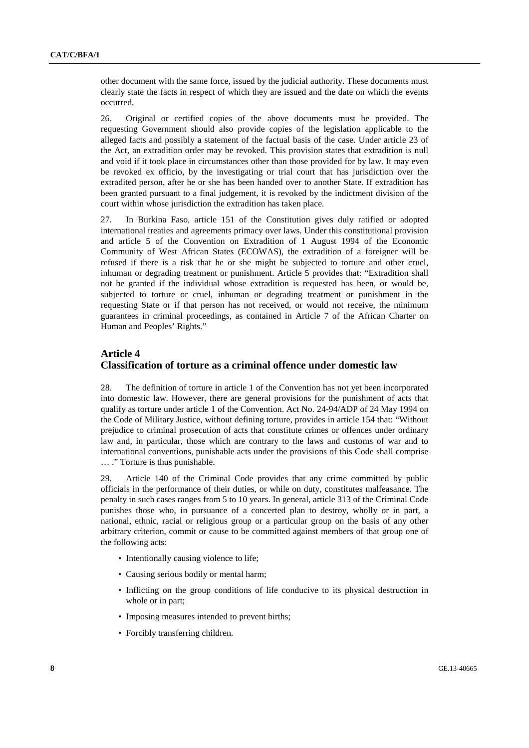other document with the same force, issued by the judicial authority. These documents must clearly state the facts in respect of which they are issued and the date on which the events occurred.

26. Original or certified copies of the above documents must be provided. The requesting Government should also provide copies of the legislation applicable to the alleged facts and possibly a statement of the factual basis of the case. Under article 23 of the Act, an extradition order may be revoked. This provision states that extradition is null and void if it took place in circumstances other than those provided for by law. It may even be revoked ex officio, by the investigating or trial court that has jurisdiction over the extradited person, after he or she has been handed over to another State. If extradition has been granted pursuant to a final judgement, it is revoked by the indictment division of the court within whose jurisdiction the extradition has taken place.

27. In Burkina Faso, article 151 of the Constitution gives duly ratified or adopted international treaties and agreements primacy over laws. Under this constitutional provision and article 5 of the Convention on Extradition of 1 August 1994 of the Economic Community of West African States (ECOWAS), the extradition of a foreigner will be refused if there is a risk that he or she might be subjected to torture and other cruel, inhuman or degrading treatment or punishment. Article 5 provides that: "Extradition shall not be granted if the individual whose extradition is requested has been, or would be, subjected to torture or cruel, inhuman or degrading treatment or punishment in the requesting State or if that person has not received, or would not receive, the minimum guarantees in criminal proceedings, as contained in Article 7 of the African Charter on Human and Peoples' Rights."

## Article 4
## Classification of torture as a criminal offence under domestic law

28. The definition of torture in article 1 of the Convention has not yet been incorporated into domestic law. However, there are general provisions for the punishment of acts that qualify as torture under article 1 of the Convention. Act No. 24-94/ADP of 24 May 1994 on the Code of Military Justice, without defining torture, provides in article 154 that: "Without prejudice to criminal prosecution of acts that constitute crimes or offences under ordinary law and, in particular, those which are contrary to the laws and customs of war and to international conventions, punishable acts under the provisions of this Code shall comprise … ." Torture is thus punishable.

29. Article 140 of the Criminal Code provides that any crime committed by public officials in the performance of their duties, or while on duty, constitutes malfeasance. The penalty in such cases ranges from 5 to 10 years. In general, article 313 of the Criminal Code punishes those who, in pursuance of a concerted plan to destroy, wholly or in part, a national, ethnic, racial or religious group or a particular group on the basis of any other arbitrary criterion, commit or cause to be committed against members of that group one of the following acts:

- Intentionally causing violence to life;
- Causing serious bodily or mental harm;
- Inflicting on the group conditions of life conducive to its physical destruction in whole or in part;
- Imposing measures intended to prevent births;
- Forcibly transferring children.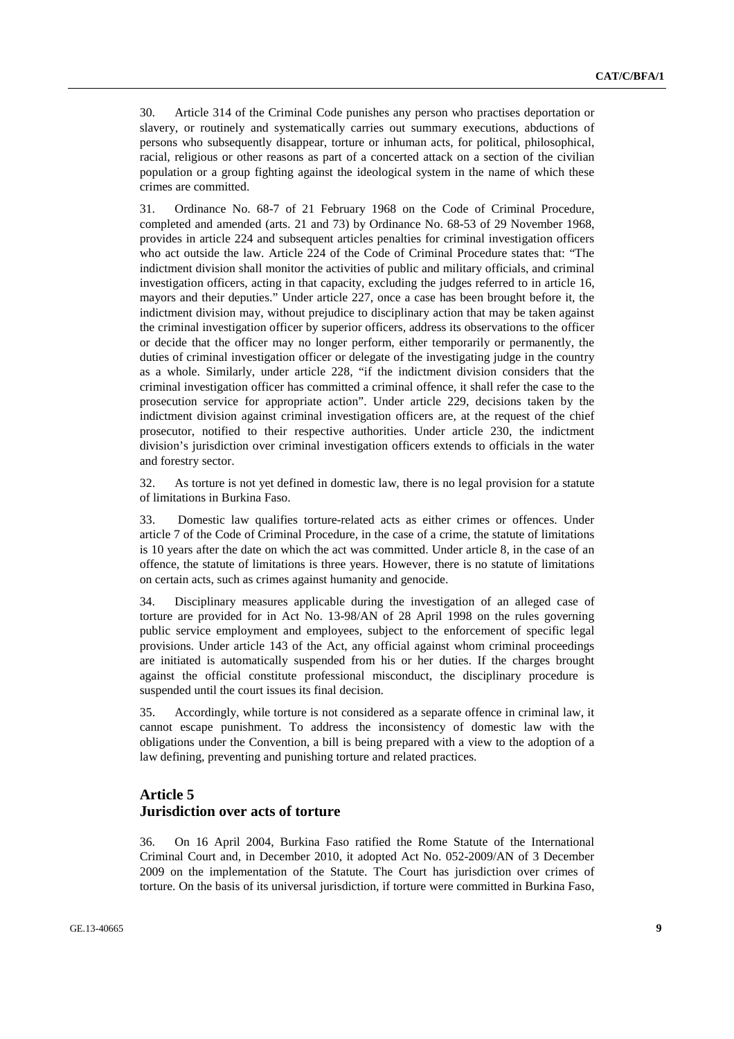30. Article 314 of the Criminal Code punishes any person who practises deportation or slavery, or routinely and systematically carries out summary executions, abductions of persons who subsequently disappear, torture or inhuman acts, for political, philosophical, racial, religious or other reasons as part of a concerted attack on a section of the civilian population or a group fighting against the ideological system in the name of which these crimes are committed.

31. Ordinance No. 68-7 of 21 February 1968 on the Code of Criminal Procedure, completed and amended (arts. 21 and 73) by Ordinance No. 68-53 of 29 November 1968, provides in article 224 and subsequent articles penalties for criminal investigation officers who act outside the law. Article 224 of the Code of Criminal Procedure states that: "The indictment division shall monitor the activities of public and military officials, and criminal investigation officers, acting in that capacity, excluding the judges referred to in article 16, mayors and their deputies." Under article 227, once a case has been brought before it, the indictment division may, without prejudice to disciplinary action that may be taken against the criminal investigation officer by superior officers, address its observations to the officer or decide that the officer may no longer perform, either temporarily or permanently, the duties of criminal investigation officer or delegate of the investigating judge in the country as a whole. Similarly, under article 228, "if the indictment division considers that the criminal investigation officer has committed a criminal offence, it shall refer the case to the prosecution service for appropriate action". Under article 229, decisions taken by the indictment division against criminal investigation officers are, at the request of the chief prosecutor, notified to their respective authorities. Under article 230, the indictment division's jurisdiction over criminal investigation officers extends to officials in the water and forestry sector.

32. As torture is not yet defined in domestic law, there is no legal provision for a statute of limitations in Burkina Faso.

33. Domestic law qualifies torture-related acts as either crimes or offences. Under article 7 of the Code of Criminal Procedure, in the case of a crime, the statute of limitations is 10 years after the date on which the act was committed. Under article 8, in the case of an offence, the statute of limitations is three years. However, there is no statute of limitations on certain acts, such as crimes against humanity and genocide.

34. Disciplinary measures applicable during the investigation of an alleged case of torture are provided for in Act No. 13-98/AN of 28 April 1998 on the rules governing public service employment and employees, subject to the enforcement of specific legal provisions. Under article 143 of the Act, any official against whom criminal proceedings are initiated is automatically suspended from his or her duties. If the charges brought against the official constitute professional misconduct, the disciplinary procedure is suspended until the court issues its final decision.

35. Accordingly, while torture is not considered as a separate offence in criminal law, it cannot escape punishment. To address the inconsistency of domestic law with the obligations under the Convention, a bill is being prepared with a view to the adoption of a law defining, preventing and punishing torture and related practices.

## Article 5
## Jurisdiction over acts of torture

36. On 16 April 2004, Burkina Faso ratified the Rome Statute of the International Criminal Court and, in December 2010, it adopted Act No. 052-2009/AN of 3 December 2009 on the implementation of the Statute. The Court has jurisdiction over crimes of torture. On the basis of its universal jurisdiction, if torture were committed in Burkina Faso,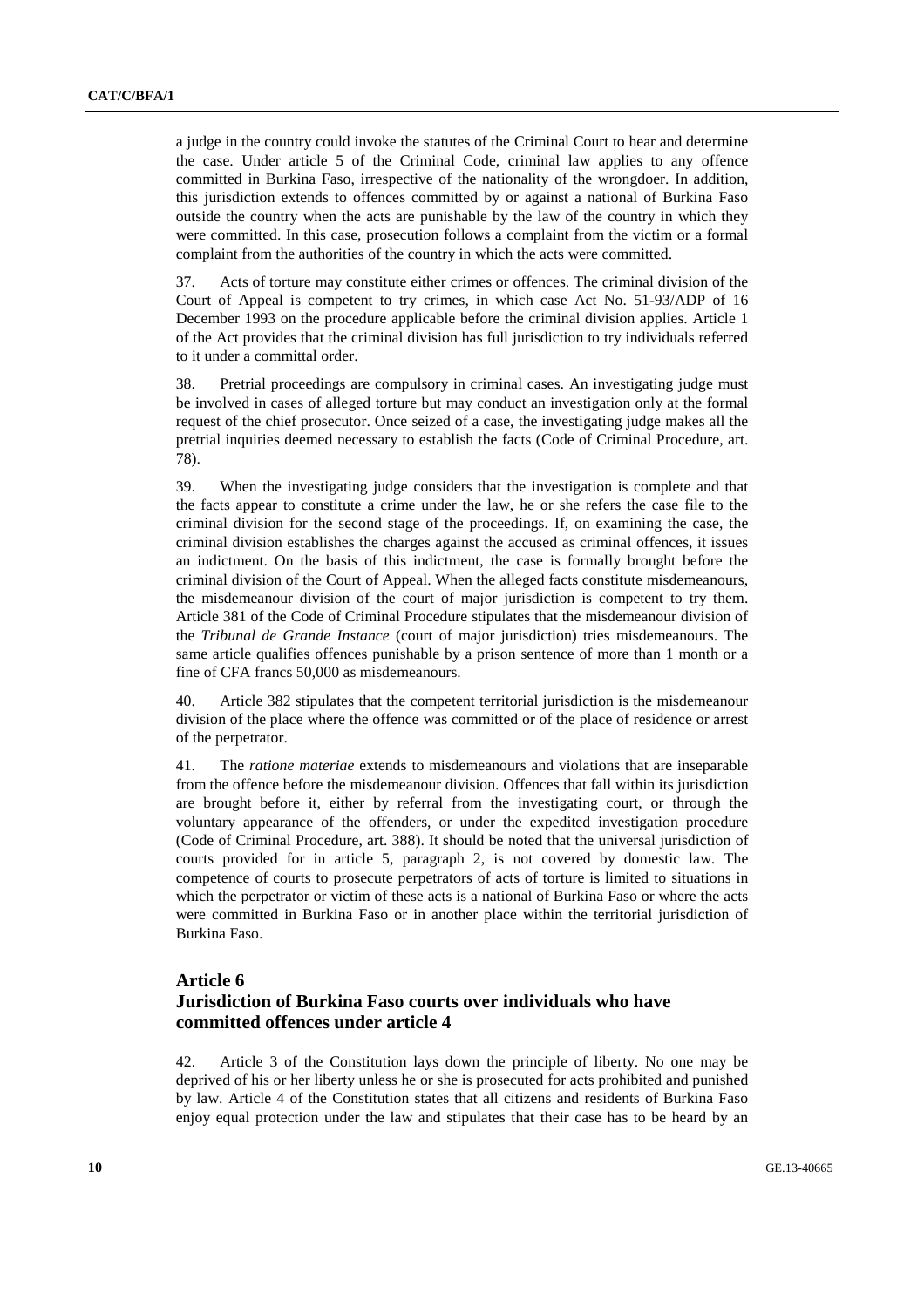a judge in the country could invoke the statutes of the Criminal Court to hear and determine the case. Under article 5 of the Criminal Code, criminal law applies to any offence committed in Burkina Faso, irrespective of the nationality of the wrongdoer. In addition, this jurisdiction extends to offences committed by or against a national of Burkina Faso outside the country when the acts are punishable by the law of the country in which they were committed. In this case, prosecution follows a complaint from the victim or a formal complaint from the authorities of the country in which the acts were committed.

37. Acts of torture may constitute either crimes or offences. The criminal division of the Court of Appeal is competent to try crimes, in which case Act No. 51-93/ADP of 16 December 1993 on the procedure applicable before the criminal division applies. Article 1 of the Act provides that the criminal division has full jurisdiction to try individuals referred to it under a committal order.

38. Pretrial proceedings are compulsory in criminal cases. An investigating judge must be involved in cases of alleged torture but may conduct an investigation only at the formal request of the chief prosecutor. Once seized of a case, the investigating judge makes all the pretrial inquiries deemed necessary to establish the facts (Code of Criminal Procedure, art. 78).

39. When the investigating judge considers that the investigation is complete and that the facts appear to constitute a crime under the law, he or she refers the case file to the criminal division for the second stage of the proceedings. If, on examining the case, the criminal division establishes the charges against the accused as criminal offences, it issues an indictment. On the basis of this indictment, the case is formally brought before the criminal division of the Court of Appeal. When the alleged facts constitute misdemeanours, the misdemeanour division of the court of major jurisdiction is competent to try them. Article 381 of the Code of Criminal Procedure stipulates that the misdemeanour division of the *Tribunal de Grande Instance* (court of major jurisdiction) tries misdemeanours. The same article qualifies offences punishable by a prison sentence of more than 1 month or a fine of CFA francs 50,000 as misdemeanours.

40. Article 382 stipulates that the competent territorial jurisdiction is the misdemeanour division of the place where the offence was committed or of the place of residence or arrest of the perpetrator.

41. The *ratione materiae* extends to misdemeanours and violations that are inseparable from the offence before the misdemeanour division. Offences that fall within its jurisdiction are brought before it, either by referral from the investigating court, or through the voluntary appearance of the offenders, or under the expedited investigation procedure (Code of Criminal Procedure, art. 388). It should be noted that the universal jurisdiction of courts provided for in article 5, paragraph 2, is not covered by domestic law. The competence of courts to prosecute perpetrators of acts of torture is limited to situations in which the perpetrator or victim of these acts is a national of Burkina Faso or where the acts were committed in Burkina Faso or in another place within the territorial jurisdiction of Burkina Faso.

## Article 6
## Jurisdiction of Burkina Faso courts over individuals who have committed offences under article 4

42. Article 3 of the Constitution lays down the principle of liberty. No one may be deprived of his or her liberty unless he or she is prosecuted for acts prohibited and punished by law. Article 4 of the Constitution states that all citizens and residents of Burkina Faso enjoy equal protection under the law and stipulates that their case has to be heard by an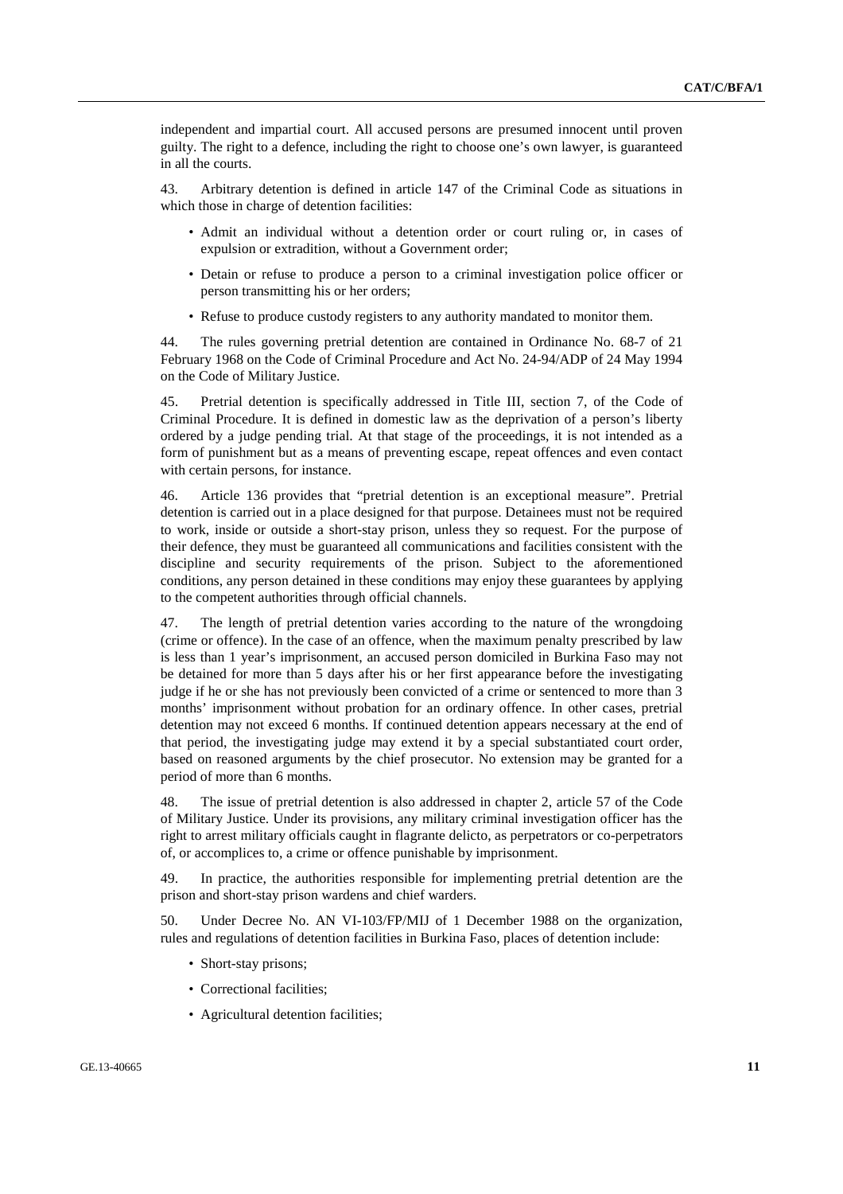independent and impartial court. All accused persons are presumed innocent until proven guilty. The right to a defence, including the right to choose one's own lawyer, is guaranteed in all the courts.

43. Arbitrary detention is defined in article 147 of the Criminal Code as situations in which those in charge of detention facilities:

- Admit an individual without a detention order or court ruling or, in cases of expulsion or extradition, without a Government order;
- Detain or refuse to produce a person to a criminal investigation police officer or person transmitting his or her orders;
- Refuse to produce custody registers to any authority mandated to monitor them.

44. The rules governing pretrial detention are contained in Ordinance No. 68-7 of 21 February 1968 on the Code of Criminal Procedure and Act No. 24-94/ADP of 24 May 1994 on the Code of Military Justice.

45. Pretrial detention is specifically addressed in Title III, section 7, of the Code of Criminal Procedure. It is defined in domestic law as the deprivation of a person's liberty ordered by a judge pending trial. At that stage of the proceedings, it is not intended as a form of punishment but as a means of preventing escape, repeat offences and even contact with certain persons, for instance.

46. Article 136 provides that "pretrial detention is an exceptional measure". Pretrial detention is carried out in a place designed for that purpose. Detainees must not be required to work, inside or outside a short-stay prison, unless they so request. For the purpose of their defence, they must be guaranteed all communications and facilities consistent with the discipline and security requirements of the prison. Subject to the aforementioned conditions, any person detained in these conditions may enjoy these guarantees by applying to the competent authorities through official channels.

47. The length of pretrial detention varies according to the nature of the wrongdoing (crime or offence). In the case of an offence, when the maximum penalty prescribed by law is less than 1 year's imprisonment, an accused person domiciled in Burkina Faso may not be detained for more than 5 days after his or her first appearance before the investigating judge if he or she has not previously been convicted of a crime or sentenced to more than 3 months' imprisonment without probation for an ordinary offence. In other cases, pretrial detention may not exceed 6 months. If continued detention appears necessary at the end of that period, the investigating judge may extend it by a special substantiated court order, based on reasoned arguments by the chief prosecutor. No extension may be granted for a period of more than 6 months.

48. The issue of pretrial detention is also addressed in chapter 2, article 57 of the Code of Military Justice. Under its provisions, any military criminal investigation officer has the right to arrest military officials caught in flagrante delicto, as perpetrators or co-perpetrators of, or accomplices to, a crime or offence punishable by imprisonment.

49. In practice, the authorities responsible for implementing pretrial detention are the prison and short-stay prison wardens and chief warders.

50. Under Decree No. AN VI-103/FP/MIJ of 1 December 1988 on the organization, rules and regulations of detention facilities in Burkina Faso, places of detention include:

- Short-stay prisons;
- Correctional facilities;
- Agricultural detention facilities;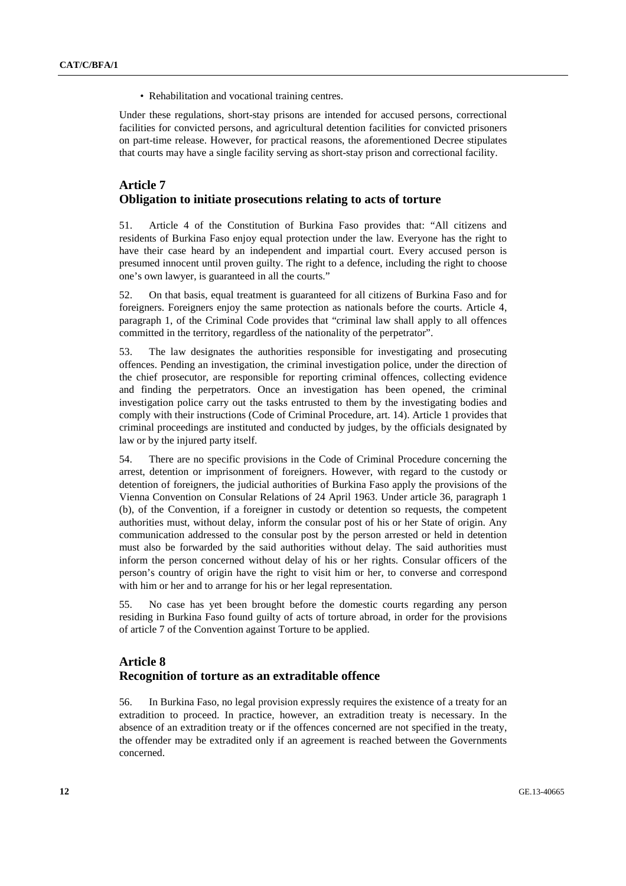- Rehabilitation and vocational training centres.

Under these regulations, short-stay prisons are intended for accused persons, correctional facilities for convicted persons, and agricultural detention facilities for convicted prisoners on part-time release. However, for practical reasons, the aforementioned Decree stipulates that courts may have a single facility serving as short-stay prison and correctional facility.

## Article 7
## Obligation to initiate prosecutions relating to acts of torture

51. Article 4 of the Constitution of Burkina Faso provides that: "All citizens and residents of Burkina Faso enjoy equal protection under the law. Everyone has the right to have their case heard by an independent and impartial court. Every accused person is presumed innocent until proven guilty. The right to a defence, including the right to choose one's own lawyer, is guaranteed in all the courts."

52. On that basis, equal treatment is guaranteed for all citizens of Burkina Faso and for foreigners. Foreigners enjoy the same protection as nationals before the courts. Article 4, paragraph 1, of the Criminal Code provides that "criminal law shall apply to all offences committed in the territory, regardless of the nationality of the perpetrator".

53. The law designates the authorities responsible for investigating and prosecuting offences. Pending an investigation, the criminal investigation police, under the direction of the chief prosecutor, are responsible for reporting criminal offences, collecting evidence and finding the perpetrators. Once an investigation has been opened, the criminal investigation police carry out the tasks entrusted to them by the investigating bodies and comply with their instructions (Code of Criminal Procedure, art. 14). Article 1 provides that criminal proceedings are instituted and conducted by judges, by the officials designated by law or by the injured party itself.

54. There are no specific provisions in the Code of Criminal Procedure concerning the arrest, detention or imprisonment of foreigners. However, with regard to the custody or detention of foreigners, the judicial authorities of Burkina Faso apply the provisions of the Vienna Convention on Consular Relations of 24 April 1963. Under article 36, paragraph 1 (b), of the Convention, if a foreigner in custody or detention so requests, the competent authorities must, without delay, inform the consular post of his or her State of origin. Any communication addressed to the consular post by the person arrested or held in detention must also be forwarded by the said authorities without delay. The said authorities must inform the person concerned without delay of his or her rights. Consular officers of the person's country of origin have the right to visit him or her, to converse and correspond with him or her and to arrange for his or her legal representation.

55. No case has yet been brought before the domestic courts regarding any person residing in Burkina Faso found guilty of acts of torture abroad, in order for the provisions of article 7 of the Convention against Torture to be applied.

## Article 8
## Recognition of torture as an extraditable offence

56. In Burkina Faso, no legal provision expressly requires the existence of a treaty for an extradition to proceed. In practice, however, an extradition treaty is necessary. In the absence of an extradition treaty or if the offences concerned are not specified in the treaty, the offender may be extradited only if an agreement is reached between the Governments concerned.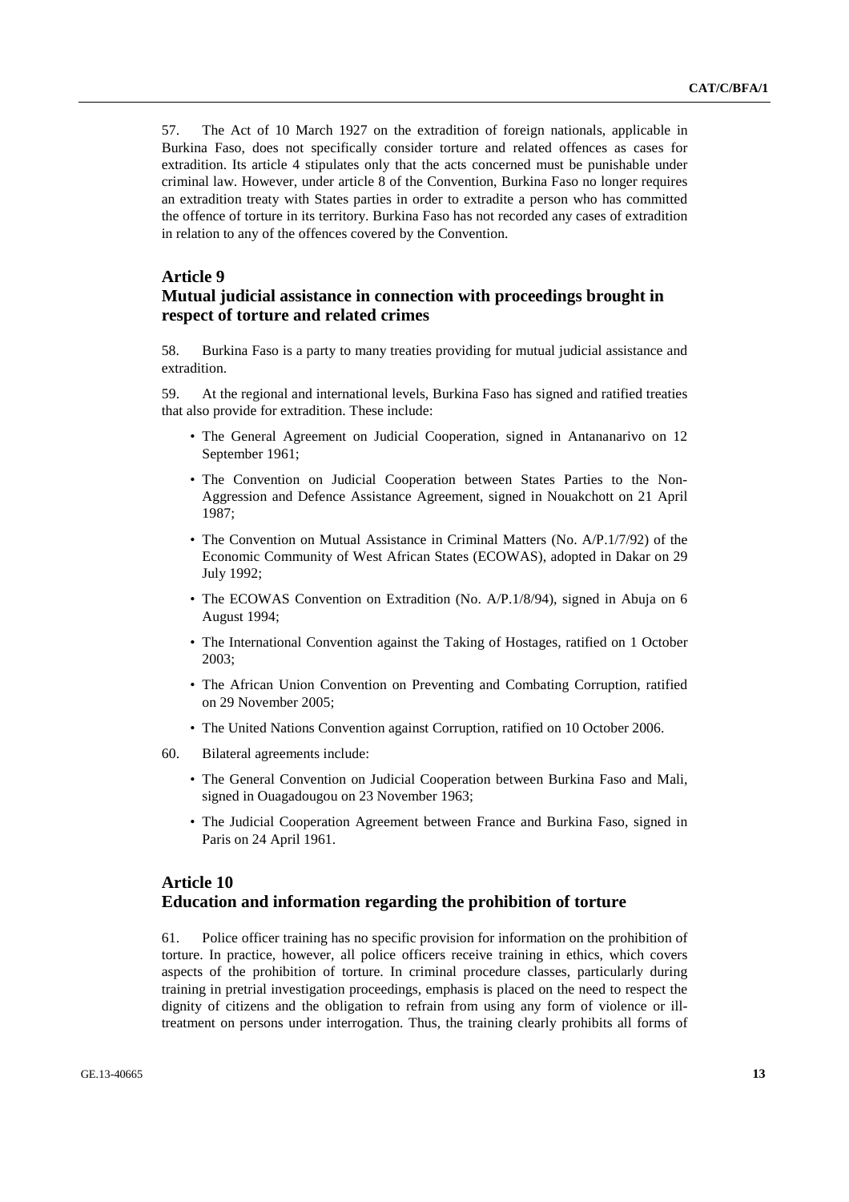57. The Act of 10 March 1927 on the extradition of foreign nationals, applicable in Burkina Faso, does not specifically consider torture and related offences as cases for extradition. Its article 4 stipulates only that the acts concerned must be punishable under criminal law. However, under article 8 of the Convention, Burkina Faso no longer requires an extradition treaty with States parties in order to extradite a person who has committed the offence of torture in its territory. Burkina Faso has not recorded any cases of extradition in relation to any of the offences covered by the Convention.

## Article 9
## Mutual judicial assistance in connection with proceedings brought in respect of torture and related crimes

58. Burkina Faso is a party to many treaties providing for mutual judicial assistance and extradition.

59. At the regional and international levels, Burkina Faso has signed and ratified treaties that also provide for extradition. These include:

- The General Agreement on Judicial Cooperation, signed in Antananarivo on 12 September 1961;
- The Convention on Judicial Cooperation between States Parties to the Non-Aggression and Defence Assistance Agreement, signed in Nouakchott on 21 April 1987;
- The Convention on Mutual Assistance in Criminal Matters (No. A/P.1/7/92) of the Economic Community of West African States (ECOWAS), adopted in Dakar on 29 July 1992;
- The ECOWAS Convention on Extradition (No. A/P.1/8/94), signed in Abuja on 6 August 1994;
- The International Convention against the Taking of Hostages, ratified on 1 October 2003;
- The African Union Convention on Preventing and Combating Corruption, ratified on 29 November 2005;
- The United Nations Convention against Corruption, ratified on 10 October 2006.

60. Bilateral agreements include:

- The General Convention on Judicial Cooperation between Burkina Faso and Mali, signed in Ouagadougou on 23 November 1963;
- The Judicial Cooperation Agreement between France and Burkina Faso, signed in Paris on 24 April 1961.

## Article 10
## Education and information regarding the prohibition of torture

61. Police officer training has no specific provision for information on the prohibition of torture. In practice, however, all police officers receive training in ethics, which covers aspects of the prohibition of torture. In criminal procedure classes, particularly during training in pretrial investigation proceedings, emphasis is placed on the need to respect the dignity of citizens and the obligation to refrain from using any form of violence or ill-treatment on persons under interrogation. Thus, the training clearly prohibits all forms of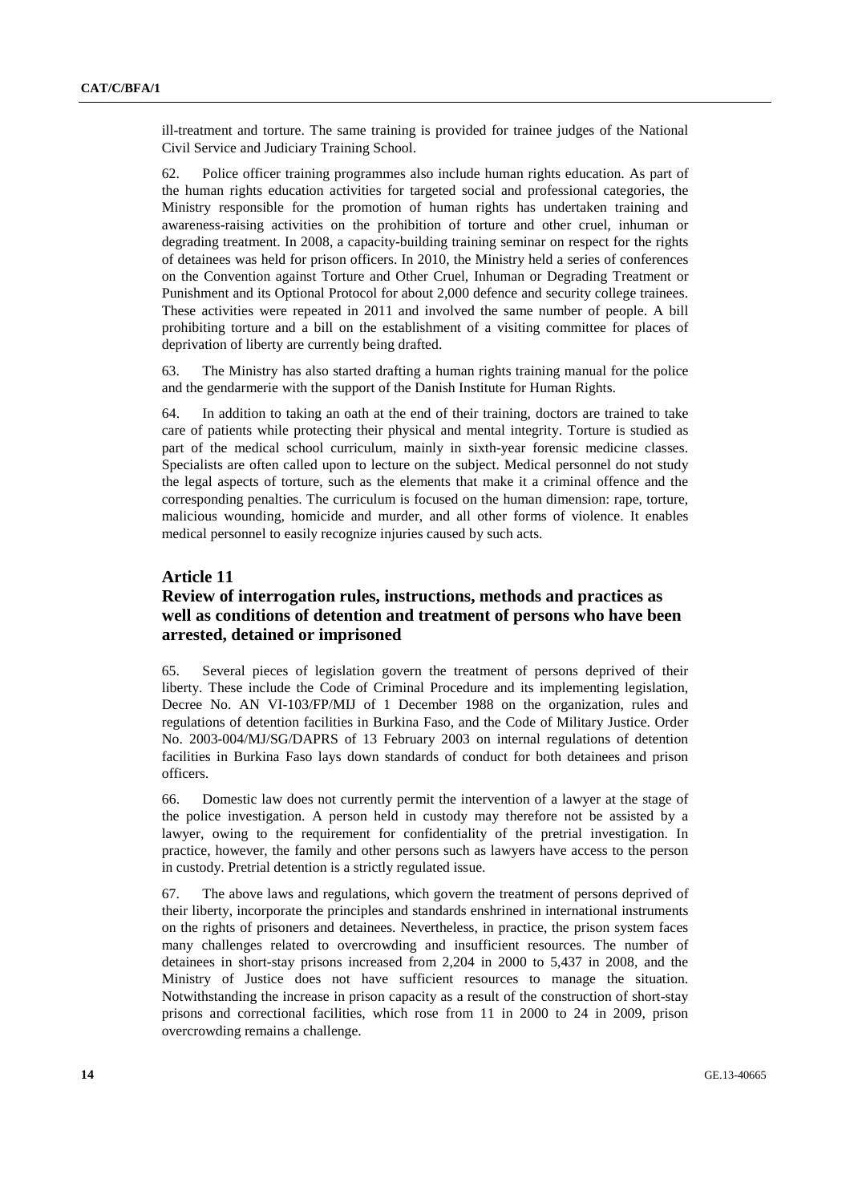ill-treatment and torture. The same training is provided for trainee judges of the National Civil Service and Judiciary Training School.

62. Police officer training programmes also include human rights education. As part of the human rights education activities for targeted social and professional categories, the Ministry responsible for the promotion of human rights has undertaken training and awareness-raising activities on the prohibition of torture and other cruel, inhuman or degrading treatment. In 2008, a capacity-building training seminar on respect for the rights of detainees was held for prison officers. In 2010, the Ministry held a series of conferences on the Convention against Torture and Other Cruel, Inhuman or Degrading Treatment or Punishment and its Optional Protocol for about 2,000 defence and security college trainees. These activities were repeated in 2011 and involved the same number of people. A bill prohibiting torture and a bill on the establishment of a visiting committee for places of deprivation of liberty are currently being drafted.

63. The Ministry has also started drafting a human rights training manual for the police and the gendarmerie with the support of the Danish Institute for Human Rights.

64. In addition to taking an oath at the end of their training, doctors are trained to take care of patients while protecting their physical and mental integrity. Torture is studied as part of the medical school curriculum, mainly in sixth-year forensic medicine classes. Specialists are often called upon to lecture on the subject. Medical personnel do not study the legal aspects of torture, such as the elements that make it a criminal offence and the corresponding penalties. The curriculum is focused on the human dimension: rape, torture, malicious wounding, homicide and murder, and all other forms of violence. It enables medical personnel to easily recognize injuries caused by such acts.

## Article 11

## Review of interrogation rules, instructions, methods and practices as well as conditions of detention and treatment of persons who have been arrested, detained or imprisoned

65. Several pieces of legislation govern the treatment of persons deprived of their liberty. These include the Code of Criminal Procedure and its implementing legislation, Decree No. AN VI-103/FP/MIJ of 1 December 1988 on the organization, rules and regulations of detention facilities in Burkina Faso, and the Code of Military Justice. Order No. 2003-004/MJ/SG/DAPRS of 13 February 2003 on internal regulations of detention facilities in Burkina Faso lays down standards of conduct for both detainees and prison officers.

66. Domestic law does not currently permit the intervention of a lawyer at the stage of the police investigation. A person held in custody may therefore not be assisted by a lawyer, owing to the requirement for confidentiality of the pretrial investigation. In practice, however, the family and other persons such as lawyers have access to the person in custody. Pretrial detention is a strictly regulated issue.

67. The above laws and regulations, which govern the treatment of persons deprived of their liberty, incorporate the principles and standards enshrined in international instruments on the rights of prisoners and detainees. Nevertheless, in practice, the prison system faces many challenges related to overcrowding and insufficient resources. The number of detainees in short-stay prisons increased from 2,204 in 2000 to 5,437 in 2008, and the Ministry of Justice does not have sufficient resources to manage the situation. Notwithstanding the increase in prison capacity as a result of the construction of short-stay prisons and correctional facilities, which rose from 11 in 2000 to 24 in 2009, prison overcrowding remains a challenge.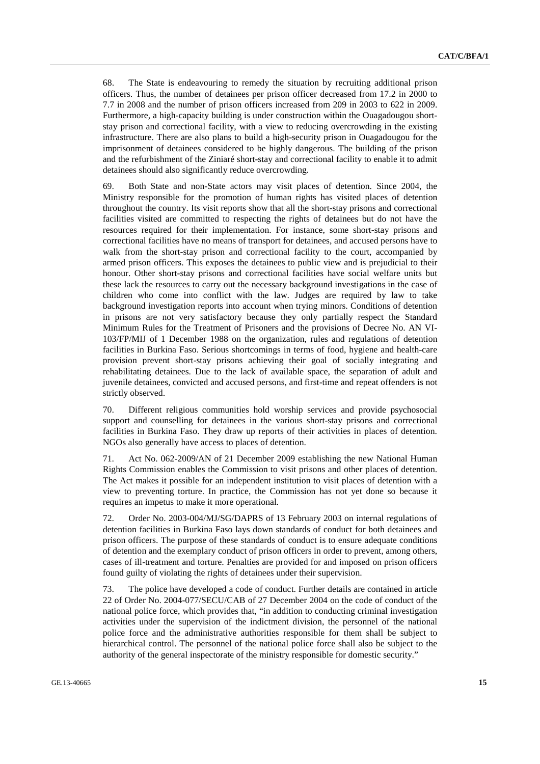68. The State is endeavouring to remedy the situation by recruiting additional prison officers. Thus, the number of detainees per prison officer decreased from 17.2 in 2000 to 7.7 in 2008 and the number of prison officers increased from 209 in 2003 to 622 in 2009. Furthermore, a high-capacity building is under construction within the Ouagadougou short-stay prison and correctional facility, with a view to reducing overcrowding in the existing infrastructure. There are also plans to build a high-security prison in Ouagadougou for the imprisonment of detainees considered to be highly dangerous. The building of the prison and the refurbishment of the Ziniaré short-stay and correctional facility to enable it to admit detainees should also significantly reduce overcrowding.

69. Both State and non-State actors may visit places of detention. Since 2004, the Ministry responsible for the promotion of human rights has visited places of detention throughout the country. Its visit reports show that all the short-stay prisons and correctional facilities visited are committed to respecting the rights of detainees but do not have the resources required for their implementation. For instance, some short-stay prisons and correctional facilities have no means of transport for detainees, and accused persons have to walk from the short-stay prison and correctional facility to the court, accompanied by armed prison officers. This exposes the detainees to public view and is prejudicial to their honour. Other short-stay prisons and correctional facilities have social welfare units but these lack the resources to carry out the necessary background investigations in the case of children who come into conflict with the law. Judges are required by law to take background investigation reports into account when trying minors. Conditions of detention in prisons are not very satisfactory because they only partially respect the Standard Minimum Rules for the Treatment of Prisoners and the provisions of Decree No. AN VI-103/FP/MIJ of 1 December 1988 on the organization, rules and regulations of detention facilities in Burkina Faso. Serious shortcomings in terms of food, hygiene and health-care provision prevent short-stay prisons achieving their goal of socially integrating and rehabilitating detainees. Due to the lack of available space, the separation of adult and juvenile detainees, convicted and accused persons, and first-time and repeat offenders is not strictly observed.

70. Different religious communities hold worship services and provide psychosocial support and counselling for detainees in the various short-stay prisons and correctional facilities in Burkina Faso. They draw up reports of their activities in places of detention. NGOs also generally have access to places of detention.

71. Act No. 062-2009/AN of 21 December 2009 establishing the new National Human Rights Commission enables the Commission to visit prisons and other places of detention. The Act makes it possible for an independent institution to visit places of detention with a view to preventing torture. In practice, the Commission has not yet done so because it requires an impetus to make it more operational.

72. Order No. 2003-004/MJ/SG/DAPRS of 13 February 2003 on internal regulations of detention facilities in Burkina Faso lays down standards of conduct for both detainees and prison officers. The purpose of these standards of conduct is to ensure adequate conditions of detention and the exemplary conduct of prison officers in order to prevent, among others, cases of ill-treatment and torture. Penalties are provided for and imposed on prison officers found guilty of violating the rights of detainees under their supervision.

73. The police have developed a code of conduct. Further details are contained in article 22 of Order No. 2004-077/SECU/CAB of 27 December 2004 on the code of conduct of the national police force, which provides that, "in addition to conducting criminal investigation activities under the supervision of the indictment division, the personnel of the national police force and the administrative authorities responsible for them shall be subject to hierarchical control. The personnel of the national police force shall also be subject to the authority of the general inspectorate of the ministry responsible for domestic security."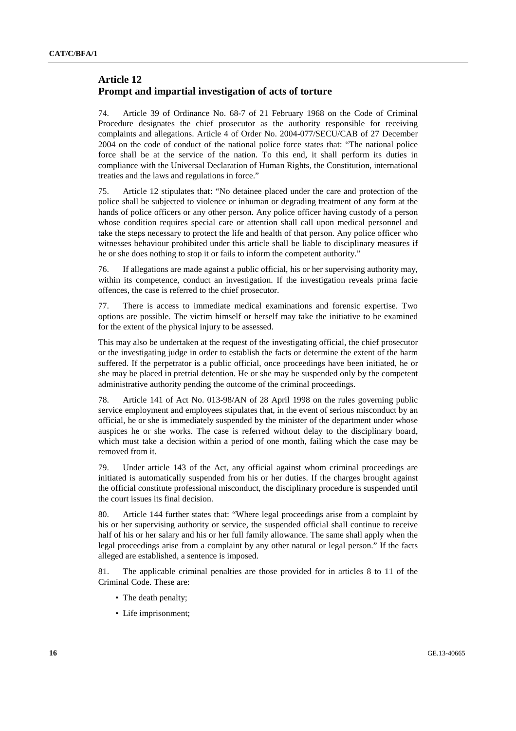## Article 12
## Prompt and impartial investigation of acts of torture

74. Article 39 of Ordinance No. 68-7 of 21 February 1968 on the Code of Criminal Procedure designates the chief prosecutor as the authority responsible for receiving complaints and allegations. Article 4 of Order No. 2004-077/SECU/CAB of 27 December 2004 on the code of conduct of the national police force states that: "The national police force shall be at the service of the nation. To this end, it shall perform its duties in compliance with the Universal Declaration of Human Rights, the Constitution, international treaties and the laws and regulations in force."

75. Article 12 stipulates that: "No detainee placed under the care and protection of the police shall be subjected to violence or inhuman or degrading treatment of any form at the hands of police officers or any other person. Any police officer having custody of a person whose condition requires special care or attention shall call upon medical personnel and take the steps necessary to protect the life and health of that person. Any police officer who witnesses behaviour prohibited under this article shall be liable to disciplinary measures if he or she does nothing to stop it or fails to inform the competent authority."

76. If allegations are made against a public official, his or her supervising authority may, within its competence, conduct an investigation. If the investigation reveals prima facie offences, the case is referred to the chief prosecutor.

77. There is access to immediate medical examinations and forensic expertise. Two options are possible. The victim himself or herself may take the initiative to be examined for the extent of the physical injury to be assessed.

This may also be undertaken at the request of the investigating official, the chief prosecutor or the investigating judge in order to establish the facts or determine the extent of the harm suffered. If the perpetrator is a public official, once proceedings have been initiated, he or she may be placed in pretrial detention. He or she may be suspended only by the competent administrative authority pending the outcome of the criminal proceedings.

78. Article 141 of Act No. 013-98/AN of 28 April 1998 on the rules governing public service employment and employees stipulates that, in the event of serious misconduct by an official, he or she is immediately suspended by the minister of the department under whose auspices he or she works. The case is referred without delay to the disciplinary board, which must take a decision within a period of one month, failing which the case may be removed from it.

79. Under article 143 of the Act, any official against whom criminal proceedings are initiated is automatically suspended from his or her duties. If the charges brought against the official constitute professional misconduct, the disciplinary procedure is suspended until the court issues its final decision.

80. Article 144 further states that: "Where legal proceedings arise from a complaint by his or her supervising authority or service, the suspended official shall continue to receive half of his or her salary and his or her full family allowance. The same shall apply when the legal proceedings arise from a complaint by any other natural or legal person." If the facts alleged are established, a sentence is imposed.

81. The applicable criminal penalties are those provided for in articles 8 to 11 of the Criminal Code. These are:

- The death penalty;
- Life imprisonment;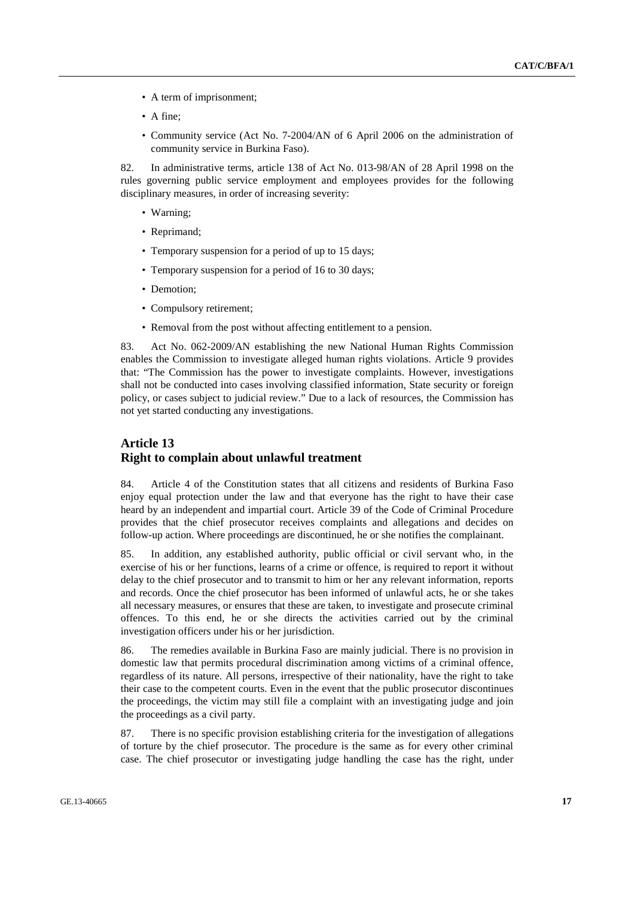- A term of imprisonment;
- A fine;
- Community service (Act No. 7-2004/AN of 6 April 2006 on the administration of community service in Burkina Faso).

82. In administrative terms, article 138 of Act No. 013-98/AN of 28 April 1998 on the rules governing public service employment and employees provides for the following disciplinary measures, in order of increasing severity:

- Warning;
- Reprimand;
- Temporary suspension for a period of up to 15 days;
- Temporary suspension for a period of 16 to 30 days;
- Demotion;
- Compulsory retirement;
- Removal from the post without affecting entitlement to a pension.

83. Act No. 062-2009/AN establishing the new National Human Rights Commission enables the Commission to investigate alleged human rights violations. Article 9 provides that: "The Commission has the power to investigate complaints. However, investigations shall not be conducted into cases involving classified information, State security or foreign policy, or cases subject to judicial review." Due to a lack of resources, the Commission has not yet started conducting any investigations.

## Article 13
## Right to complain about unlawful treatment

84. Article 4 of the Constitution states that all citizens and residents of Burkina Faso enjoy equal protection under the law and that everyone has the right to have their case heard by an independent and impartial court. Article 39 of the Code of Criminal Procedure provides that the chief prosecutor receives complaints and allegations and decides on follow-up action. Where proceedings are discontinued, he or she notifies the complainant.

85. In addition, any established authority, public official or civil servant who, in the exercise of his or her functions, learns of a crime or offence, is required to report it without delay to the chief prosecutor and to transmit to him or her any relevant information, reports and records. Once the chief prosecutor has been informed of unlawful acts, he or she takes all necessary measures, or ensures that these are taken, to investigate and prosecute criminal offences. To this end, he or she directs the activities carried out by the criminal investigation officers under his or her jurisdiction.

86. The remedies available in Burkina Faso are mainly judicial. There is no provision in domestic law that permits procedural discrimination among victims of a criminal offence, regardless of its nature. All persons, irrespective of their nationality, have the right to take their case to the competent courts. Even in the event that the public prosecutor discontinues the proceedings, the victim may still file a complaint with an investigating judge and join the proceedings as a civil party.

87. There is no specific provision establishing criteria for the investigation of allegations of torture by the chief prosecutor. The procedure is the same as for every other criminal case. The chief prosecutor or investigating judge handling the case has the right, under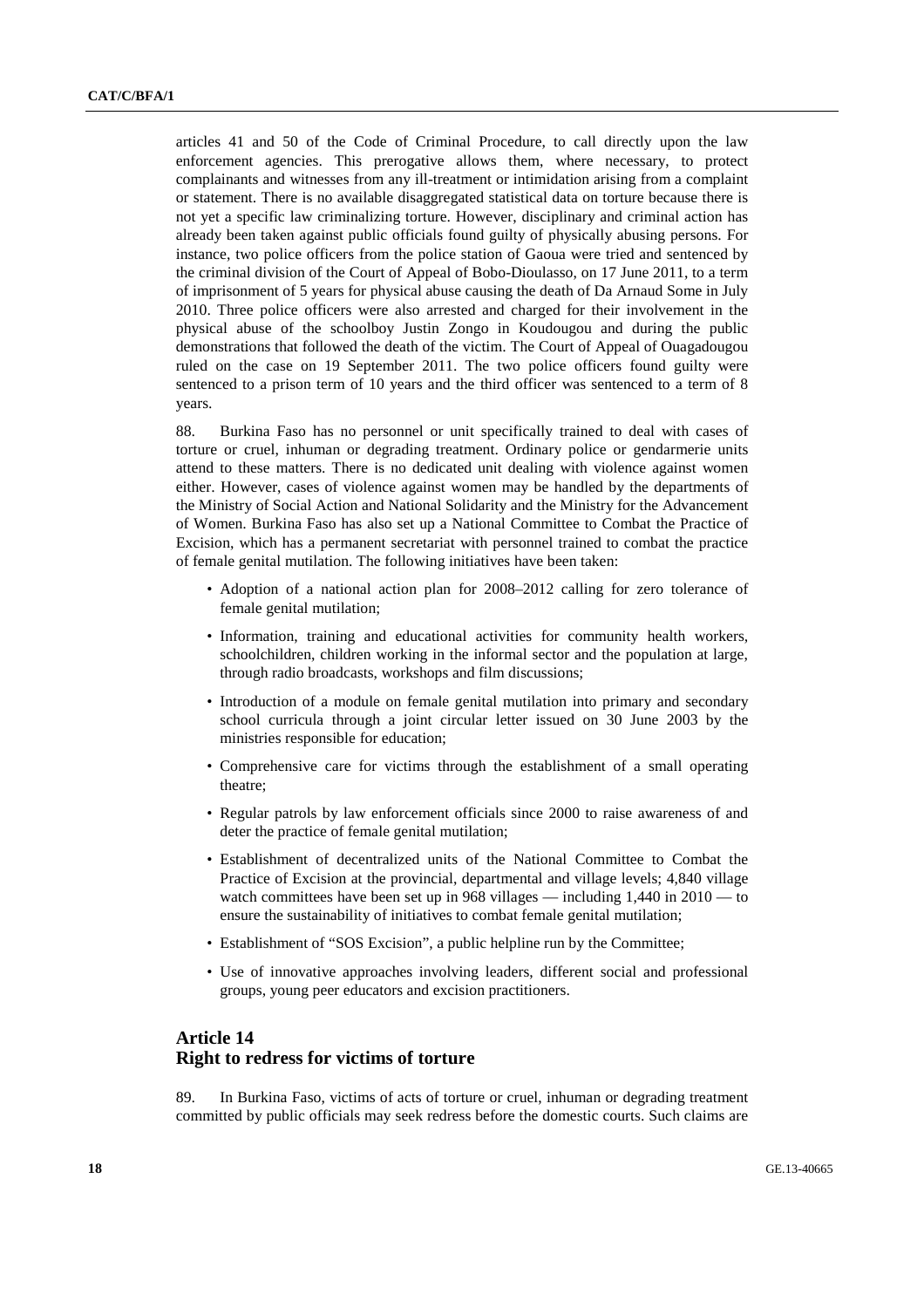articles 41 and 50 of the Code of Criminal Procedure, to call directly upon the law enforcement agencies. This prerogative allows them, where necessary, to protect complainants and witnesses from any ill-treatment or intimidation arising from a complaint or statement. There is no available disaggregated statistical data on torture because there is not yet a specific law criminalizing torture. However, disciplinary and criminal action has already been taken against public officials found guilty of physically abusing persons. For instance, two police officers from the police station of Gaoua were tried and sentenced by the criminal division of the Court of Appeal of Bobo-Dioulasso, on 17 June 2011, to a term of imprisonment of 5 years for physical abuse causing the death of Da Arnaud Some in July 2010. Three police officers were also arrested and charged for their involvement in the physical abuse of the schoolboy Justin Zongo in Koudougou and during the public demonstrations that followed the death of the victim. The Court of Appeal of Ouagadougou ruled on the case on 19 September 2011. The two police officers found guilty were sentenced to a prison term of 10 years and the third officer was sentenced to a term of 8 years.

88. Burkina Faso has no personnel or unit specifically trained to deal with cases of torture or cruel, inhuman or degrading treatment. Ordinary police or gendarmerie units attend to these matters. There is no dedicated unit dealing with violence against women either. However, cases of violence against women may be handled by the departments of the Ministry of Social Action and National Solidarity and the Ministry for the Advancement of Women. Burkina Faso has also set up a National Committee to Combat the Practice of Excision, which has a permanent secretariat with personnel trained to combat the practice of female genital mutilation. The following initiatives have been taken:

- Adoption of a national action plan for 2008–2012 calling for zero tolerance of female genital mutilation;
- Information, training and educational activities for community health workers, schoolchildren, children working in the informal sector and the population at large, through radio broadcasts, workshops and film discussions;
- Introduction of a module on female genital mutilation into primary and secondary school curricula through a joint circular letter issued on 30 June 2003 by the ministries responsible for education;
- Comprehensive care for victims through the establishment of a small operating theatre;
- Regular patrols by law enforcement officials since 2000 to raise awareness of and deter the practice of female genital mutilation;
- Establishment of decentralized units of the National Committee to Combat the Practice of Excision at the provincial, departmental and village levels; 4,840 village watch committees have been set up in 968 villages — including 1,440 in 2010 — to ensure the sustainability of initiatives to combat female genital mutilation;
- Establishment of "SOS Excision", a public helpline run by the Committee;
- Use of innovative approaches involving leaders, different social and professional groups, young peer educators and excision practitioners.

## Article 14
## Right to redress for victims of torture

89. In Burkina Faso, victims of acts of torture or cruel, inhuman or degrading treatment committed by public officials may seek redress before the domestic courts. Such claims are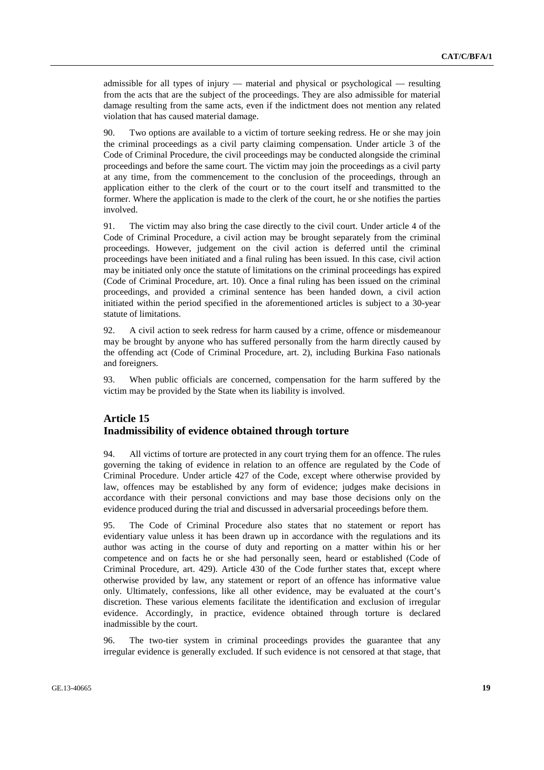admissible for all types of injury — material and physical or psychological — resulting from the acts that are the subject of the proceedings. They are also admissible for material damage resulting from the same acts, even if the indictment does not mention any related violation that has caused material damage.

90. Two options are available to a victim of torture seeking redress. He or she may join the criminal proceedings as a civil party claiming compensation. Under article 3 of the Code of Criminal Procedure, the civil proceedings may be conducted alongside the criminal proceedings and before the same court. The victim may join the proceedings as a civil party at any time, from the commencement to the conclusion of the proceedings, through an application either to the clerk of the court or to the court itself and transmitted to the former. Where the application is made to the clerk of the court, he or she notifies the parties involved.

91. The victim may also bring the case directly to the civil court. Under article 4 of the Code of Criminal Procedure, a civil action may be brought separately from the criminal proceedings. However, judgement on the civil action is deferred until the criminal proceedings have been initiated and a final ruling has been issued. In this case, civil action may be initiated only once the statute of limitations on the criminal proceedings has expired (Code of Criminal Procedure, art. 10). Once a final ruling has been issued on the criminal proceedings, and provided a criminal sentence has been handed down, a civil action initiated within the period specified in the aforementioned articles is subject to a 30-year statute of limitations.

92. A civil action to seek redress for harm caused by a crime, offence or misdemeanour may be brought by anyone who has suffered personally from the harm directly caused by the offending act (Code of Criminal Procedure, art. 2), including Burkina Faso nationals and foreigners.

93. When public officials are concerned, compensation for the harm suffered by the victim may be provided by the State when its liability is involved.

## Article 15
## Inadmissibility of evidence obtained through torture

94. All victims of torture are protected in any court trying them for an offence. The rules governing the taking of evidence in relation to an offence are regulated by the Code of Criminal Procedure. Under article 427 of the Code, except where otherwise provided by law, offences may be established by any form of evidence; judges make decisions in accordance with their personal convictions and may base those decisions only on the evidence produced during the trial and discussed in adversarial proceedings before them.

95. The Code of Criminal Procedure also states that no statement or report has evidentiary value unless it has been drawn up in accordance with the regulations and its author was acting in the course of duty and reporting on a matter within his or her competence and on facts he or she had personally seen, heard or established (Code of Criminal Procedure, art. 429). Article 430 of the Code further states that, except where otherwise provided by law, any statement or report of an offence has informative value only. Ultimately, confessions, like all other evidence, may be evaluated at the court's discretion. These various elements facilitate the identification and exclusion of irregular evidence. Accordingly, in practice, evidence obtained through torture is declared inadmissible by the court.

96. The two-tier system in criminal proceedings provides the guarantee that any irregular evidence is generally excluded. If such evidence is not censored at that stage, that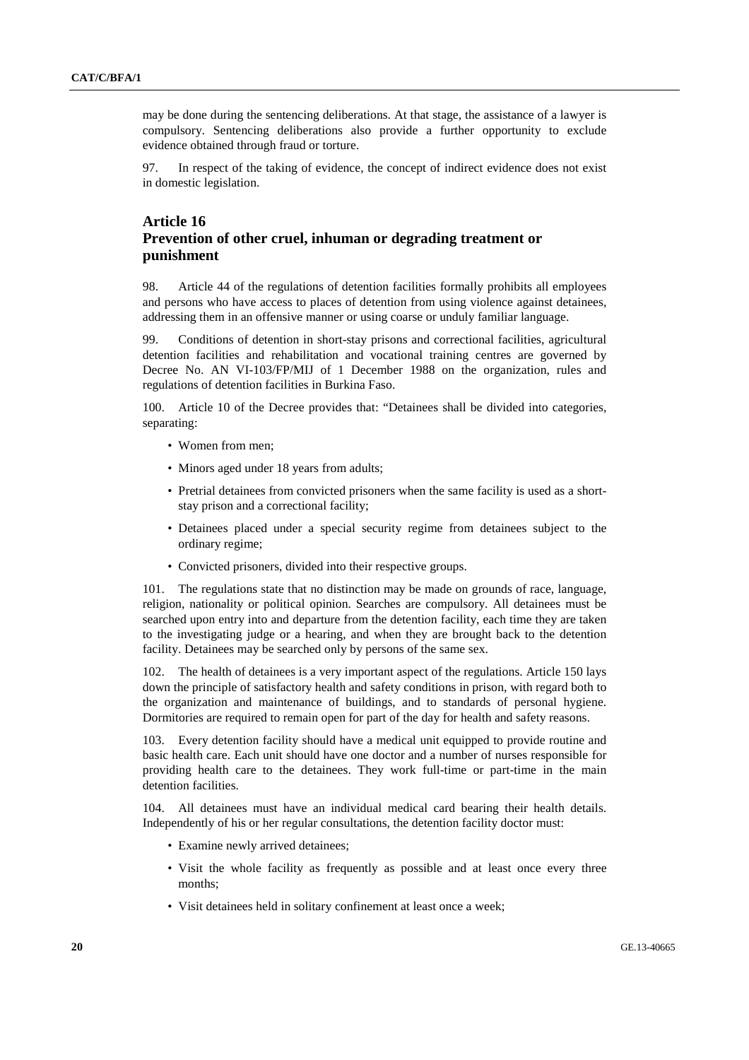may be done during the sentencing deliberations. At that stage, the assistance of a lawyer is compulsory. Sentencing deliberations also provide a further opportunity to exclude evidence obtained through fraud or torture.

97. In respect of the taking of evidence, the concept of indirect evidence does not exist in domestic legislation.

## Article 16
## Prevention of other cruel, inhuman or degrading treatment or punishment

98. Article 44 of the regulations of detention facilities formally prohibits all employees and persons who have access to places of detention from using violence against detainees, addressing them in an offensive manner or using coarse or unduly familiar language.

99. Conditions of detention in short-stay prisons and correctional facilities, agricultural detention facilities and rehabilitation and vocational training centres are governed by Decree No. AN VI-103/FP/MIJ of 1 December 1988 on the organization, rules and regulations of detention facilities in Burkina Faso.

100. Article 10 of the Decree provides that: "Detainees shall be divided into categories, separating:

- Women from men;
- Minors aged under 18 years from adults;
- Pretrial detainees from convicted prisoners when the same facility is used as a short-stay prison and a correctional facility;
- Detainees placed under a special security regime from detainees subject to the ordinary regime;
- Convicted prisoners, divided into their respective groups.

101. The regulations state that no distinction may be made on grounds of race, language, religion, nationality or political opinion. Searches are compulsory. All detainees must be searched upon entry into and departure from the detention facility, each time they are taken to the investigating judge or a hearing, and when they are brought back to the detention facility. Detainees may be searched only by persons of the same sex.

102. The health of detainees is a very important aspect of the regulations. Article 150 lays down the principle of satisfactory health and safety conditions in prison, with regard both to the organization and maintenance of buildings, and to standards of personal hygiene. Dormitories are required to remain open for part of the day for health and safety reasons.

103. Every detention facility should have a medical unit equipped to provide routine and basic health care. Each unit should have one doctor and a number of nurses responsible for providing health care to the detainees. They work full-time or part-time in the main detention facilities.

104. All detainees must have an individual medical card bearing their health details. Independently of his or her regular consultations, the detention facility doctor must:

- Examine newly arrived detainees;
- Visit the whole facility as frequently as possible and at least once every three months;
- Visit detainees held in solitary confinement at least once a week;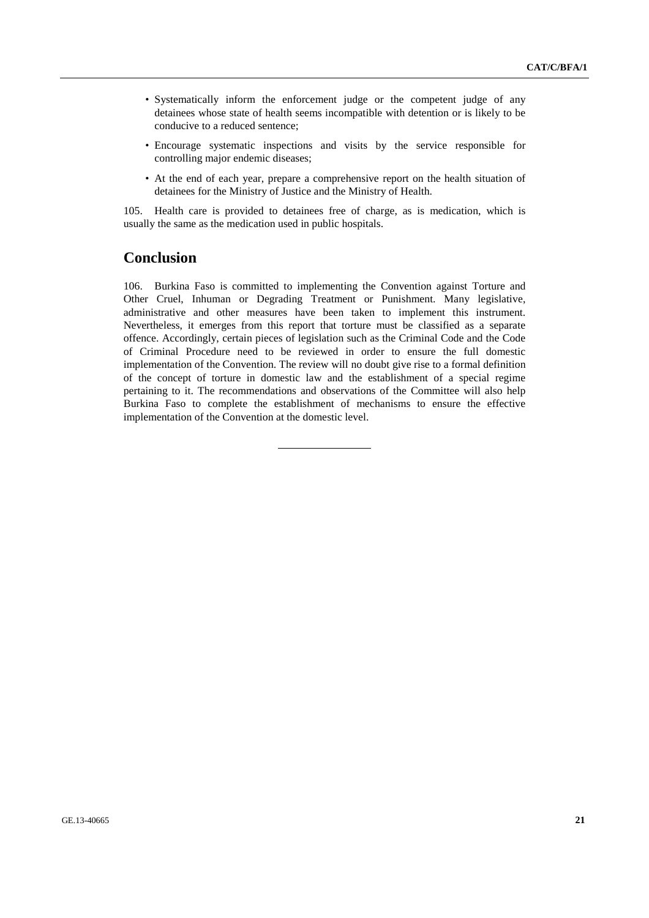- Systematically inform the enforcement judge or the competent judge of any detainees whose state of health seems incompatible with detention or is likely to be conducive to a reduced sentence;
- Encourage systematic inspections and visits by the service responsible for controlling major endemic diseases;
- At the end of each year, prepare a comprehensive report on the health situation of detainees for the Ministry of Justice and the Ministry of Health.

105. Health care is provided to detainees free of charge, as is medication, which is usually the same as the medication used in public hospitals.

## Conclusion

106. Burkina Faso is committed to implementing the Convention against Torture and Other Cruel, Inhuman or Degrading Treatment or Punishment. Many legislative, administrative and other measures have been taken to implement this instrument. Nevertheless, it emerges from this report that torture must be classified as a separate offence. Accordingly, certain pieces of legislation such as the Criminal Code and the Code of Criminal Procedure need to be reviewed in order to ensure the full domestic implementation of the Convention. The review will no doubt give rise to a formal definition of the concept of torture in domestic law and the establishment of a special regime pertaining to it. The recommendations and observations of the Committee will also help Burkina Faso to complete the establishment of mechanisms to ensure the effective implementation of the Convention at the domestic level.